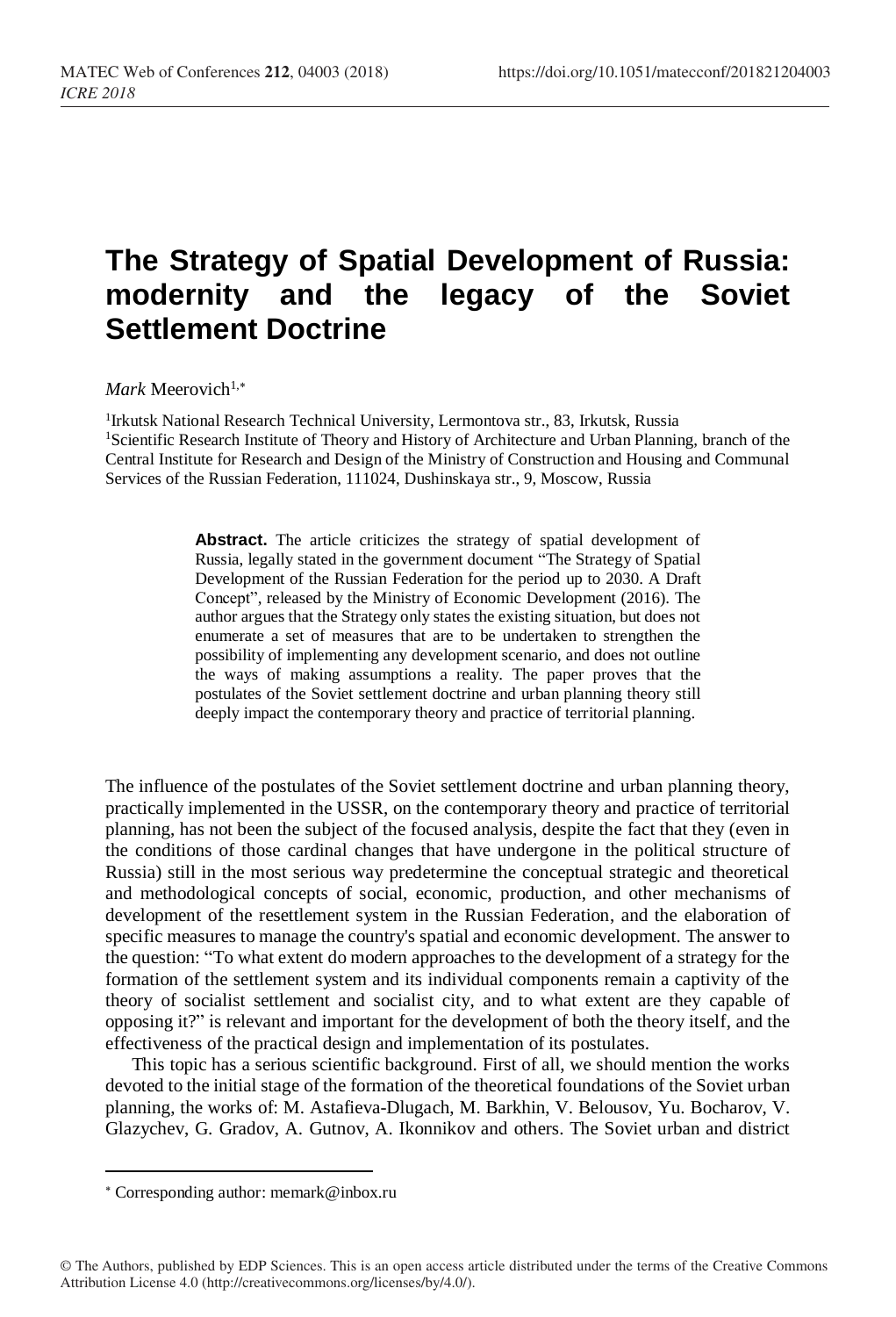# The Strategy of Spatial Development of Russia: modernity and the legacy of the Soviet Settlement Doctrine

*Mark* Meerovich[1,*]

[1]Irkutsk National Research Technical University, Lermontova str., 83, Irkutsk, Russia
[1]Scientific Research Institute of Theory and History of Architecture and Urban Planning, branch of the Central Institute for Research and Design of the Ministry of Construction and Housing and Communal Services of the Russian Federation, 111024, Dushinskaya str., 9, Moscow, Russia

**Abstract.** The article criticizes the strategy of spatial development of Russia, legally stated in the government document "The Strategy of Spatial Development of the Russian Federation for the period up to 2030. A Draft Concept", released by the Ministry of Economic Development (2016). The author argues that the Strategy only states the existing situation, but does not enumerate a set of measures that are to be undertaken to strengthen the possibility of implementing any development scenario, and does not outline the ways of making assumptions a reality. The paper proves that the postulates of the Soviet settlement doctrine and urban planning theory still deeply impact the contemporary theory and practice of territorial planning.

The influence of the postulates of the Soviet settlement doctrine and urban planning theory, practically implemented in the USSR, on the contemporary theory and practice of territorial planning, has not been the subject of the focused analysis, despite the fact that they (even in the conditions of those cardinal changes that have undergone in the political structure of Russia) still in the most serious way predetermine the conceptual strategic and theoretical and methodological concepts of social, economic, production, and other mechanisms of development of the resettlement system in the Russian Federation, and the elaboration of specific measures to manage the country's spatial and economic development. The answer to the question: "To what extent do modern approaches to the development of a strategy for the formation of the settlement system and its individual components remain a captivity of the theory of socialist settlement and socialist city, and to what extent are they capable of opposing it?" is relevant and important for the development of both the theory itself, and the effectiveness of the practical design and implementation of its postulates.

This topic has a serious scientific background. First of all, we should mention the works devoted to the initial stage of the formation of the theoretical foundations of the Soviet urban planning, the works of: M. Astafieva-Dlugach, M. Barkhin, V. Belousov, Yu. Bocharov, V. Glazychev, G. Gradov, A. Gutnov, A. Ikonnikov and others. The Soviet urban and district

* Corresponding author: memark@inbox.ru

© The Authors, published by EDP Sciences. This is an open access article distributed under the terms of the Creative Commons Attribution License 4.0 (http://creativecommons.org/licenses/by/4.0/).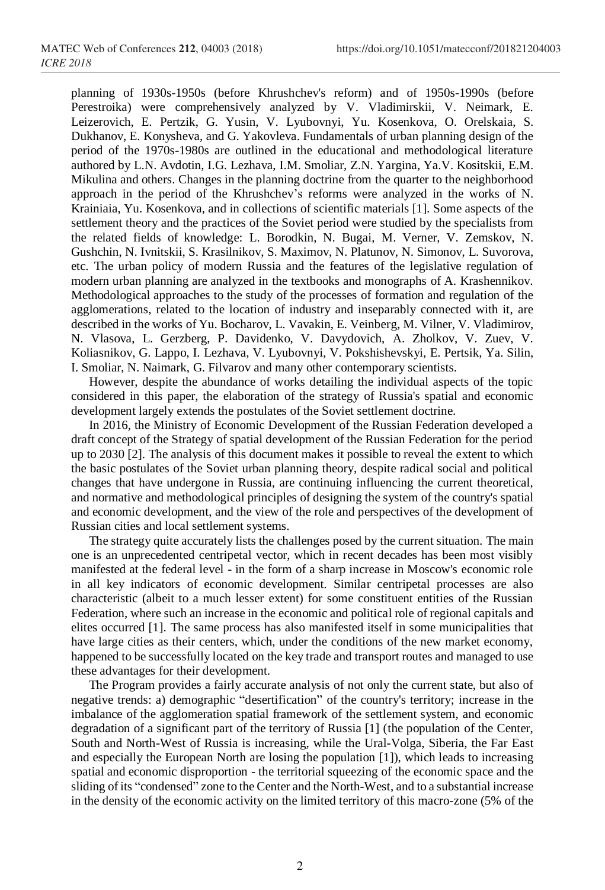planning of 1930s-1950s (before Khrushchev's reform) and of 1950s-1990s (before Perestroika) were comprehensively analyzed by V. Vladimirskii, V. Neimark, E. Leizerovich, E. Pertzik, G. Yusin, V. Lyubovnyi, Yu. Kosenkova, O. Orelskaia, S. Dukhanov, E. Konysheva, and G. Yakovleva. Fundamentals of urban planning design of the period of the 1970s-1980s are outlined in the educational and methodological literature authored by L.N. Avdotin, I.G. Lezhava, I.M. Smoliar, Z.N. Yargina, Ya.V. Kositskii, E.M. Mikulina and others. Changes in the planning doctrine from the quarter to the neighborhood approach in the period of the Khrushchev's reforms were analyzed in the works of N. Krainiaia, Yu. Kosenkova, and in collections of scientific materials [1]. Some aspects of the settlement theory and the practices of the Soviet period were studied by the specialists from the related fields of knowledge: L. Borodkin, N. Bugai, M. Verner, V. Zemskov, N. Gushchin, N. Ivnitskii, S. Krasilnikov, S. Maximov, N. Platunov, N. Simonov, L. Suvorova, etc. The urban policy of modern Russia and the features of the legislative regulation of modern urban planning are analyzed in the textbooks and monographs of A. Krashennikov. Methodological approaches to the study of the processes of formation and regulation of the agglomerations, related to the location of industry and inseparably connected with it, are described in the works of Yu. Bocharov, L. Vavakin, E. Veinberg, M. Vilner, V. Vladimirov, N. Vlasova, L. Gerzberg, P. Davidenko, V. Davydovich, A. Zholkov, V. Zuev, V. Koliasnikov, G. Lappo, I. Lezhava, V. Lyubovnyi, V. Pokshishevskyi, E. Pertsik, Ya. Silin, I. Smoliar, N. Naimark, G. Filvarov and many other contemporary scientists.

However, despite the abundance of works detailing the individual aspects of the topic considered in this paper, the elaboration of the strategy of Russia's spatial and economic development largely extends the postulates of the Soviet settlement doctrine.

In 2016, the Ministry of Economic Development of the Russian Federation developed a draft concept of the Strategy of spatial development of the Russian Federation for the period up to 2030 [2]. The analysis of this document makes it possible to reveal the extent to which the basic postulates of the Soviet urban planning theory, despite radical social and political changes that have undergone in Russia, are continuing influencing the current theoretical, and normative and methodological principles of designing the system of the country's spatial and economic development, and the view of the role and perspectives of the development of Russian cities and local settlement systems.

The strategy quite accurately lists the challenges posed by the current situation. The main one is an unprecedented centripetal vector, which in recent decades has been most visibly manifested at the federal level - in the form of a sharp increase in Moscow's economic role in all key indicators of economic development. Similar centripetal processes are also characteristic (albeit to a much lesser extent) for some constituent entities of the Russian Federation, where such an increase in the economic and political role of regional capitals and elites occurred [1]. The same process has also manifested itself in some municipalities that have large cities as their centers, which, under the conditions of the new market economy, happened to be successfully located on the key trade and transport routes and managed to use these advantages for their development.

The Program provides a fairly accurate analysis of not only the current state, but also of negative trends: a) demographic "desertification" of the country's territory; increase in the imbalance of the agglomeration spatial framework of the settlement system, and economic degradation of a significant part of the territory of Russia [1] (the population of the Center, South and North-West of Russia is increasing, while the Ural-Volga, Siberia, the Far East and especially the European North are losing the population [1]), which leads to increasing spatial and economic disproportion - the territorial squeezing of the economic space and the sliding of its "condensed" zone to the Center and the North-West, and to a substantial increase in the density of the economic activity on the limited territory of this macro-zone (5% of the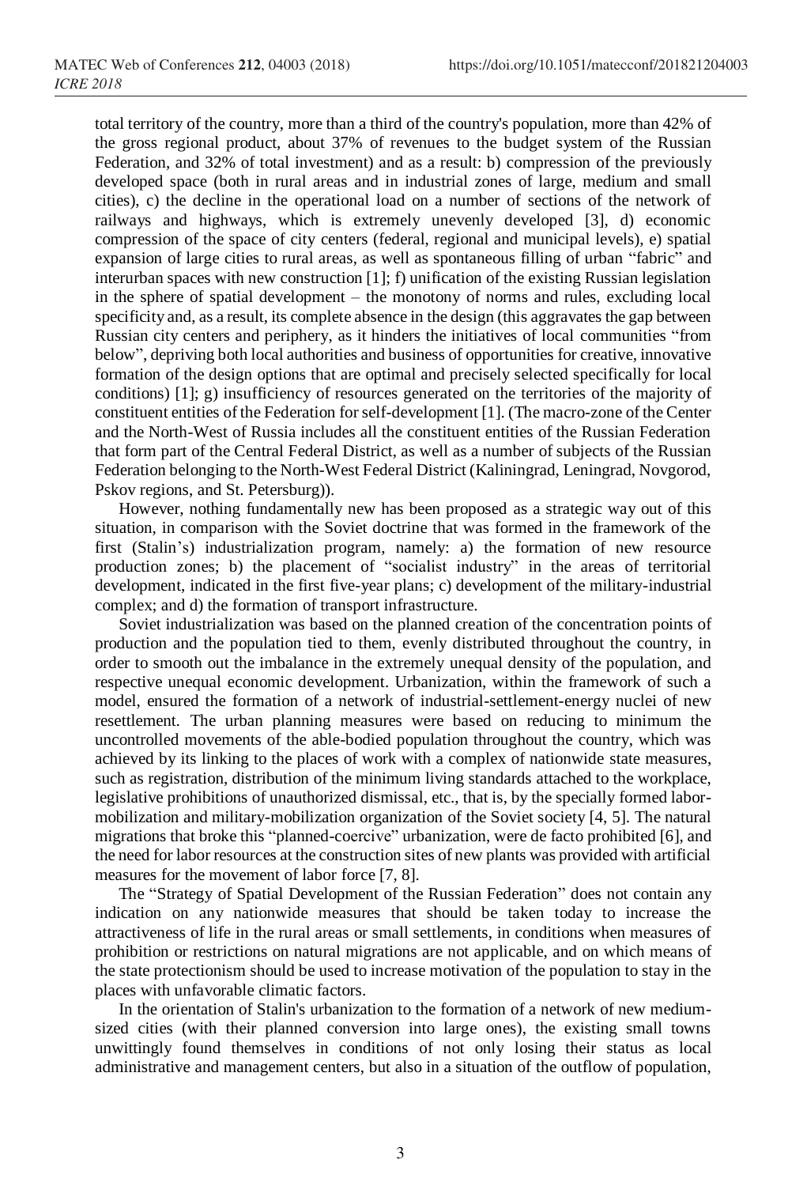total territory of the country, more than a third of the country's population, more than 42% of the gross regional product, about 37% of revenues to the budget system of the Russian Federation, and 32% of total investment) and as a result: b) compression of the previously developed space (both in rural areas and in industrial zones of large, medium and small cities), c) the decline in the operational load on a number of sections of the network of railways and highways, which is extremely unevenly developed [3], d) economic compression of the space of city centers (federal, regional and municipal levels), e) spatial expansion of large cities to rural areas, as well as spontaneous filling of urban "fabric" and interurban spaces with new construction [1]; f) unification of the existing Russian legislation in the sphere of spatial development – the monotony of norms and rules, excluding local specificity and, as a result, its complete absence in the design (this aggravates the gap between Russian city centers and periphery, as it hinders the initiatives of local communities "from below", depriving both local authorities and business of opportunities for creative, innovative formation of the design options that are optimal and precisely selected specifically for local conditions) [1]; g) insufficiency of resources generated on the territories of the majority of constituent entities of the Federation for self-development [1]. (The macro-zone of the Center and the North-West of Russia includes all the constituent entities of the Russian Federation that form part of the Central Federal District, as well as a number of subjects of the Russian Federation belonging to the North-West Federal District (Kaliningrad, Leningrad, Novgorod, Pskov regions, and St. Petersburg)).

However, nothing fundamentally new has been proposed as a strategic way out of this situation, in comparison with the Soviet doctrine that was formed in the framework of the first (Stalin's) industrialization program, namely: a) the formation of new resource production zones; b) the placement of "socialist industry" in the areas of territorial development, indicated in the first five-year plans; c) development of the military-industrial complex; and d) the formation of transport infrastructure.

Soviet industrialization was based on the planned creation of the concentration points of production and the population tied to them, evenly distributed throughout the country, in order to smooth out the imbalance in the extremely unequal density of the population, and respective unequal economic development. Urbanization, within the framework of such a model, ensured the formation of a network of industrial-settlement-energy nuclei of new resettlement. The urban planning measures were based on reducing to minimum the uncontrolled movements of the able-bodied population throughout the country, which was achieved by its linking to the places of work with a complex of nationwide state measures, such as registration, distribution of the minimum living standards attached to the workplace, legislative prohibitions of unauthorized dismissal, etc., that is, by the specially formed labor-mobilization and military-mobilization organization of the Soviet society [4, 5]. The natural migrations that broke this "planned-coercive" urbanization, were de facto prohibited [6], and the need for labor resources at the construction sites of new plants was provided with artificial measures for the movement of labor force [7, 8].

The "Strategy of Spatial Development of the Russian Federation" does not contain any indication on any nationwide measures that should be taken today to increase the attractiveness of life in the rural areas or small settlements, in conditions when measures of prohibition or restrictions on natural migrations are not applicable, and on which means of the state protectionism should be used to increase motivation of the population to stay in the places with unfavorable climatic factors.

In the orientation of Stalin's urbanization to the formation of a network of new medium-sized cities (with their planned conversion into large ones), the existing small towns unwittingly found themselves in conditions of not only losing their status as local administrative and management centers, but also in a situation of the outflow of population,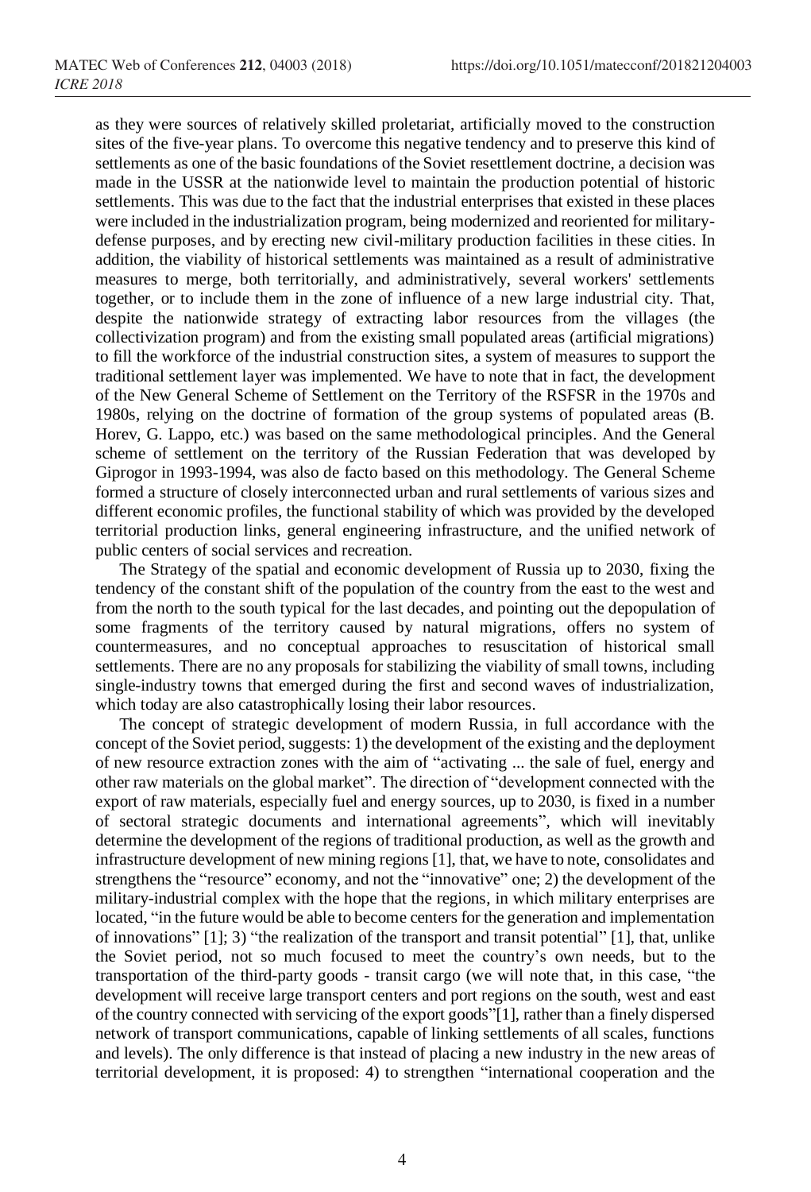as they were sources of relatively skilled proletariat, artificially moved to the construction sites of the five-year plans. To overcome this negative tendency and to preserve this kind of settlements as one of the basic foundations of the Soviet resettlement doctrine, a decision was made in the USSR at the nationwide level to maintain the production potential of historic settlements. This was due to the fact that the industrial enterprises that existed in these places were included in the industrialization program, being modernized and reoriented for military-defense purposes, and by erecting new civil-military production facilities in these cities. In addition, the viability of historical settlements was maintained as a result of administrative measures to merge, both territorially, and administratively, several workers' settlements together, or to include them in the zone of influence of a new large industrial city. That, despite the nationwide strategy of extracting labor resources from the villages (the collectivization program) and from the existing small populated areas (artificial migrations) to fill the workforce of the industrial construction sites, a system of measures to support the traditional settlement layer was implemented. We have to note that in fact, the development of the New General Scheme of Settlement on the Territory of the RSFSR in the 1970s and 1980s, relying on the doctrine of formation of the group systems of populated areas (B. Horev, G. Lappo, etc.) was based on the same methodological principles. And the General scheme of settlement on the territory of the Russian Federation that was developed by Giprogor in 1993-1994, was also de facto based on this methodology. The General Scheme formed a structure of closely interconnected urban and rural settlements of various sizes and different economic profiles, the functional stability of which was provided by the developed territorial production links, general engineering infrastructure, and the unified network of public centers of social services and recreation.

The Strategy of the spatial and economic development of Russia up to 2030, fixing the tendency of the constant shift of the population of the country from the east to the west and from the north to the south typical for the last decades, and pointing out the depopulation of some fragments of the territory caused by natural migrations, offers no system of countermeasures, and no conceptual approaches to resuscitation of historical small settlements. There are no any proposals for stabilizing the viability of small towns, including single-industry towns that emerged during the first and second waves of industrialization, which today are also catastrophically losing their labor resources.

The concept of strategic development of modern Russia, in full accordance with the concept of the Soviet period, suggests: 1) the development of the existing and the deployment of new resource extraction zones with the aim of "activating ... the sale of fuel, energy and other raw materials on the global market". The direction of "development connected with the export of raw materials, especially fuel and energy sources, up to 2030, is fixed in a number of sectoral strategic documents and international agreements", which will inevitably determine the development of the regions of traditional production, as well as the growth and infrastructure development of new mining regions [1], that, we have to note, consolidates and strengthens the "resource" economy, and not the "innovative" one; 2) the development of the military-industrial complex with the hope that the regions, in which military enterprises are located, "in the future would be able to become centers for the generation and implementation of innovations" [1]; 3) "the realization of the transport and transit potential" [1], that, unlike the Soviet period, not so much focused to meet the country's own needs, but to the transportation of the third-party goods - transit cargo (we will note that, in this case, "the development will receive large transport centers and port regions on the south, west and east of the country connected with servicing of the export goods"[1], rather than a finely dispersed network of transport communications, capable of linking settlements of all scales, functions and levels). The only difference is that instead of placing a new industry in the new areas of territorial development, it is proposed: 4) to strengthen "international cooperation and the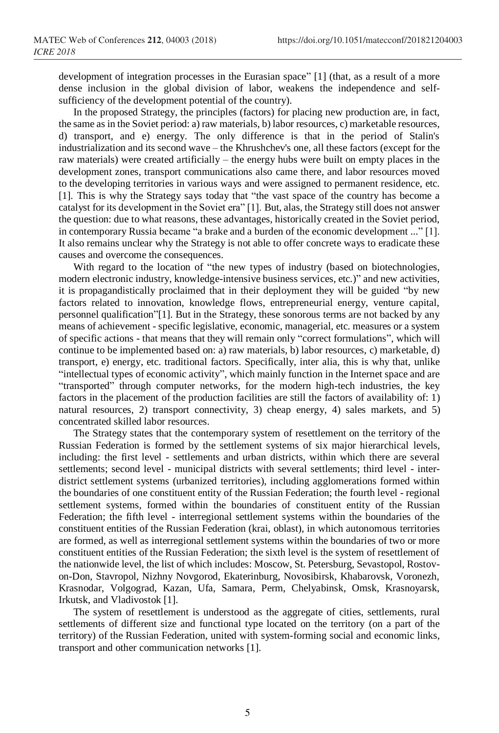development of integration processes in the Eurasian space" [1] (that, as a result of a more dense inclusion in the global division of labor, weakens the independence and self-sufficiency of the development potential of the country).

In the proposed Strategy, the principles (factors) for placing new production are, in fact, the same as in the Soviet period: a) raw materials, b) labor resources, c) marketable resources, d) transport, and e) energy. The only difference is that in the period of Stalin's industrialization and its second wave – the Khrushchev's one, all these factors (except for the raw materials) were created artificially – the energy hubs were built on empty places in the development zones, transport communications also came there, and labor resources moved to the developing territories in various ways and were assigned to permanent residence, etc. [1]. This is why the Strategy says today that "the vast space of the country has become a catalyst for its development in the Soviet era" [1]. But, alas, the Strategy still does not answer the question: due to what reasons, these advantages, historically created in the Soviet period, in contemporary Russia became "a brake and a burden of the economic development ..." [1]. It also remains unclear why the Strategy is not able to offer concrete ways to eradicate these causes and overcome the consequences.

With regard to the location of "the new types of industry (based on biotechnologies, modern electronic industry, knowledge-intensive business services, etc.)" and new activities, it is propagandistically proclaimed that in their deployment they will be guided "by new factors related to innovation, knowledge flows, entrepreneurial energy, venture capital, personnel qualification"[1]. But in the Strategy, these sonorous terms are not backed by any means of achievement - specific legislative, economic, managerial, etc. measures or a system of specific actions - that means that they will remain only "correct formulations", which will continue to be implemented based on: a) raw materials, b) labor resources, c) marketable, d) transport, e) energy, etc. traditional factors. Specifically, inter alia, this is why that, unlike "intellectual types of economic activity", which mainly function in the Internet space and are "transported" through computer networks, for the modern high-tech industries, the key factors in the placement of the production facilities are still the factors of availability of: 1) natural resources, 2) transport connectivity, 3) cheap energy, 4) sales markets, and 5) concentrated skilled labor resources.

The Strategy states that the contemporary system of resettlement on the territory of the Russian Federation is formed by the settlement systems of six major hierarchical levels, including: the first level - settlements and urban districts, within which there are several settlements; second level - municipal districts with several settlements; third level - inter-district settlement systems (urbanized territories), including agglomerations formed within the boundaries of one constituent entity of the Russian Federation; the fourth level - regional settlement systems, formed within the boundaries of constituent entity of the Russian Federation; the fifth level - interregional settlement systems within the boundaries of the constituent entities of the Russian Federation (krai, oblast), in which autonomous territories are formed, as well as interregional settlement systems within the boundaries of two or more constituent entities of the Russian Federation; the sixth level is the system of resettlement of the nationwide level, the list of which includes: Moscow, St. Petersburg, Sevastopol, Rostov-on-Don, Stavropol, Nizhny Novgorod, Ekaterinburg, Novosibirsk, Khabarovsk, Voronezh, Krasnodar, Volgograd, Kazan, Ufa, Samara, Perm, Chelyabinsk, Omsk, Krasnoyarsk, Irkutsk, and Vladivostok [1].

The system of resettlement is understood as the aggregate of cities, settlements, rural settlements of different size and functional type located on the territory (on a part of the territory) of the Russian Federation, united with system-forming social and economic links, transport and other communication networks [1].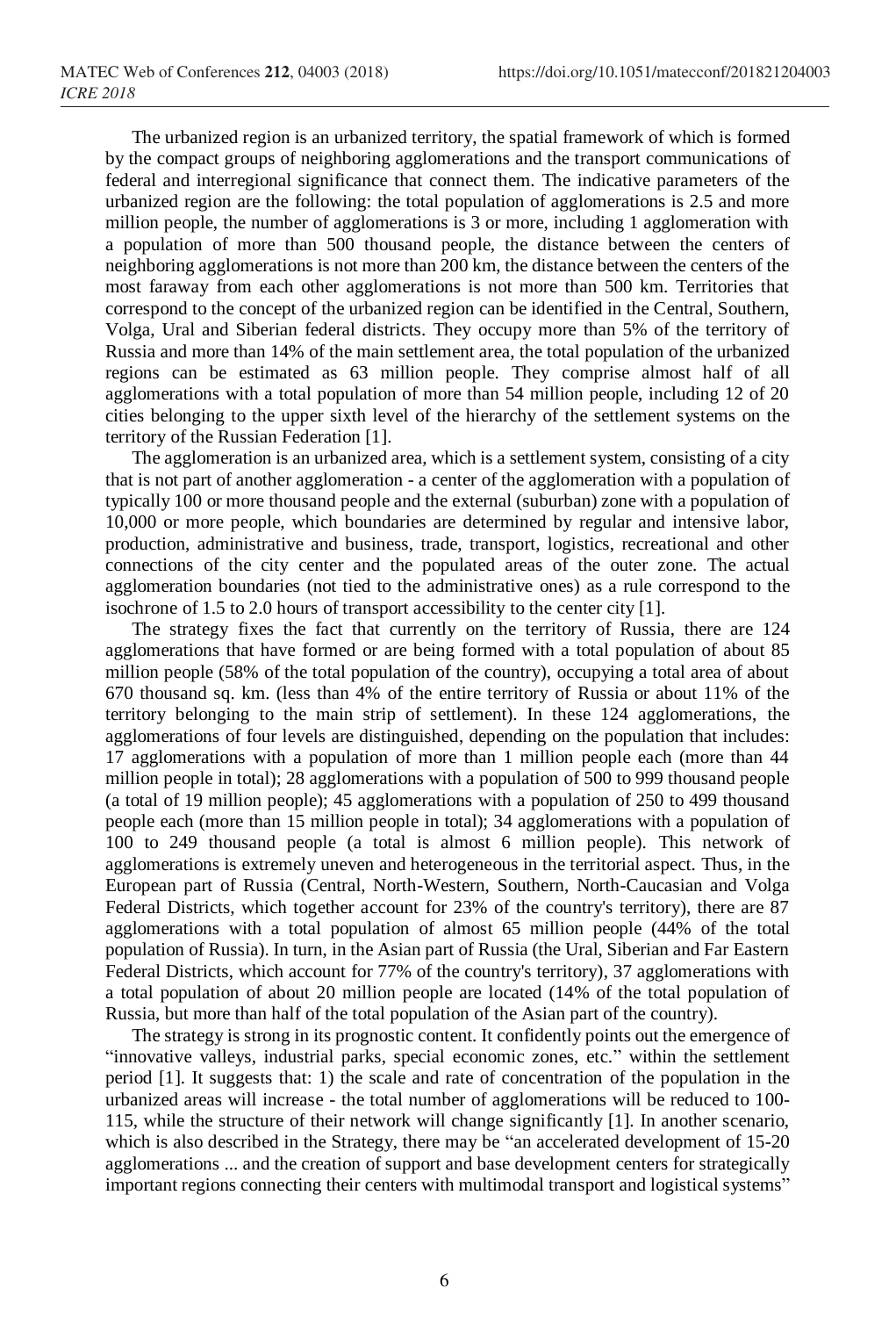The urbanized region is an urbanized territory, the spatial framework of which is formed by the compact groups of neighboring agglomerations and the transport communications of federal and interregional significance that connect them. The indicative parameters of the urbanized region are the following: the total population of agglomerations is 2.5 and more million people, the number of agglomerations is 3 or more, including 1 agglomeration with a population of more than 500 thousand people, the distance between the centers of neighboring agglomerations is not more than 200 km, the distance between the centers of the most faraway from each other agglomerations is not more than 500 km. Territories that correspond to the concept of the urbanized region can be identified in the Central, Southern, Volga, Ural and Siberian federal districts. They occupy more than 5% of the territory of Russia and more than 14% of the main settlement area, the total population of the urbanized regions can be estimated as 63 million people. They comprise almost half of all agglomerations with a total population of more than 54 million people, including 12 of 20 cities belonging to the upper sixth level of the hierarchy of the settlement systems on the territory of the Russian Federation [1].

The agglomeration is an urbanized area, which is a settlement system, consisting of a city that is not part of another agglomeration - a center of the agglomeration with a population of typically 100 or more thousand people and the external (suburban) zone with a population of 10,000 or more people, which boundaries are determined by regular and intensive labor, production, administrative and business, trade, transport, logistics, recreational and other connections of the city center and the populated areas of the outer zone. The actual agglomeration boundaries (not tied to the administrative ones) as a rule correspond to the isochrone of 1.5 to 2.0 hours of transport accessibility to the center city [1].

The strategy fixes the fact that currently on the territory of Russia, there are 124 agglomerations that have formed or are being formed with a total population of about 85 million people (58% of the total population of the country), occupying a total area of about 670 thousand sq. km. (less than 4% of the entire territory of Russia or about 11% of the territory belonging to the main strip of settlement). In these 124 agglomerations, the agglomerations of four levels are distinguished, depending on the population that includes: 17 agglomerations with a population of more than 1 million people each (more than 44 million people in total); 28 agglomerations with a population of 500 to 999 thousand people (a total of 19 million people); 45 agglomerations with a population of 250 to 499 thousand people each (more than 15 million people in total); 34 agglomerations with a population of 100 to 249 thousand people (a total is almost 6 million people). This network of agglomerations is extremely uneven and heterogeneous in the territorial aspect. Thus, in the European part of Russia (Central, North-Western, Southern, North-Caucasian and Volga Federal Districts, which together account for 23% of the country's territory), there are 87 agglomerations with a total population of almost 65 million people (44% of the total population of Russia). In turn, in the Asian part of Russia (the Ural, Siberian and Far Eastern Federal Districts, which account for 77% of the country's territory), 37 agglomerations with a total population of about 20 million people are located (14% of the total population of Russia, but more than half of the total population of the Asian part of the country).

The strategy is strong in its prognostic content. It confidently points out the emergence of "innovative valleys, industrial parks, special economic zones, etc." within the settlement period [1]. It suggests that: 1) the scale and rate of concentration of the population in the urbanized areas will increase - the total number of agglomerations will be reduced to 100-115, while the structure of their network will change significantly [1]. In another scenario, which is also described in the Strategy, there may be "an accelerated development of 15-20 agglomerations ... and the creation of support and base development centers for strategically important regions connecting their centers with multimodal transport and logistical systems"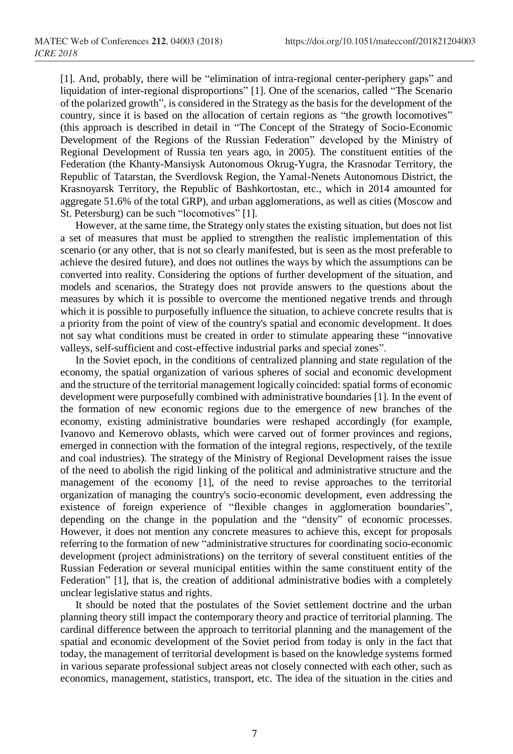[1]. And, probably, there will be "elimination of intra-regional center-periphery gaps" and liquidation of inter-regional disproportions" [1]. One of the scenarios, called "The Scenario of the polarized growth", is considered in the Strategy as the basis for the development of the country, since it is based on the allocation of certain regions as "the growth locomotives" (this approach is described in detail in "The Concept of the Strategy of Socio-Economic Development of the Regions of the Russian Federation" developed by the Ministry of Regional Development of Russia ten years ago, in 2005). The constituent entities of the Federation (the Khanty-Mansiysk Autonomous Okrug-Yugra, the Krasnodar Territory, the Republic of Tatarstan, the Sverdlovsk Region, the Yamal-Nenets Autonomous District, the Krasnoyarsk Territory, the Republic of Bashkortostan, etc., which in 2014 amounted for aggregate 51.6% of the total GRP), and urban agglomerations, as well as cities (Moscow and St. Petersburg) can be such "locomotives" [1].

However, at the same time, the Strategy only states the existing situation, but does not list a set of measures that must be applied to strengthen the realistic implementation of this scenario (or any other, that is not so clearly manifested, but is seen as the most preferable to achieve the desired future), and does not outlines the ways by which the assumptions can be converted into reality. Considering the options of further development of the situation, and models and scenarios, the Strategy does not provide answers to the questions about the measures by which it is possible to overcome the mentioned negative trends and through which it is possible to purposefully influence the situation, to achieve concrete results that is a priority from the point of view of the country's spatial and economic development. It does not say what conditions must be created in order to stimulate appearing these "innovative valleys, self-sufficient and cost-effective industrial parks and special zones".

In the Soviet epoch, in the conditions of centralized planning and state regulation of the economy, the spatial organization of various spheres of social and economic development and the structure of the territorial management logically coincided: spatial forms of economic development were purposefully combined with administrative boundaries [1]. In the event of the formation of new economic regions due to the emergence of new branches of the economy, existing administrative boundaries were reshaped accordingly (for example, Ivanovo and Kemerovo oblasts, which were carved out of former provinces and regions, emerged in connection with the formation of the integral regions, respectively, of the textile and coal industries). The strategy of the Ministry of Regional Development raises the issue of the need to abolish the rigid linking of the political and administrative structure and the management of the economy [1], of the need to revise approaches to the territorial organization of managing the country's socio-economic development, even addressing the existence of foreign experience of "flexible changes in agglomeration boundaries", depending on the change in the population and the "density" of economic processes. However, it does not mention any concrete measures to achieve this, except for proposals referring to the formation of new "administrative structures for coordinating socio-economic development (project administrations) on the territory of several constituent entities of the Russian Federation or several municipal entities within the same constituent entity of the Federation" [1], that is, the creation of additional administrative bodies with a completely unclear legislative status and rights.

It should be noted that the postulates of the Soviet settlement doctrine and the urban planning theory still impact the contemporary theory and practice of territorial planning. The cardinal difference between the approach to territorial planning and the management of the spatial and economic development of the Soviet period from today is only in the fact that today, the management of territorial development is based on the knowledge systems formed in various separate professional subject areas not closely connected with each other, such as economics, management, statistics, transport, etc. The idea of the situation in the cities and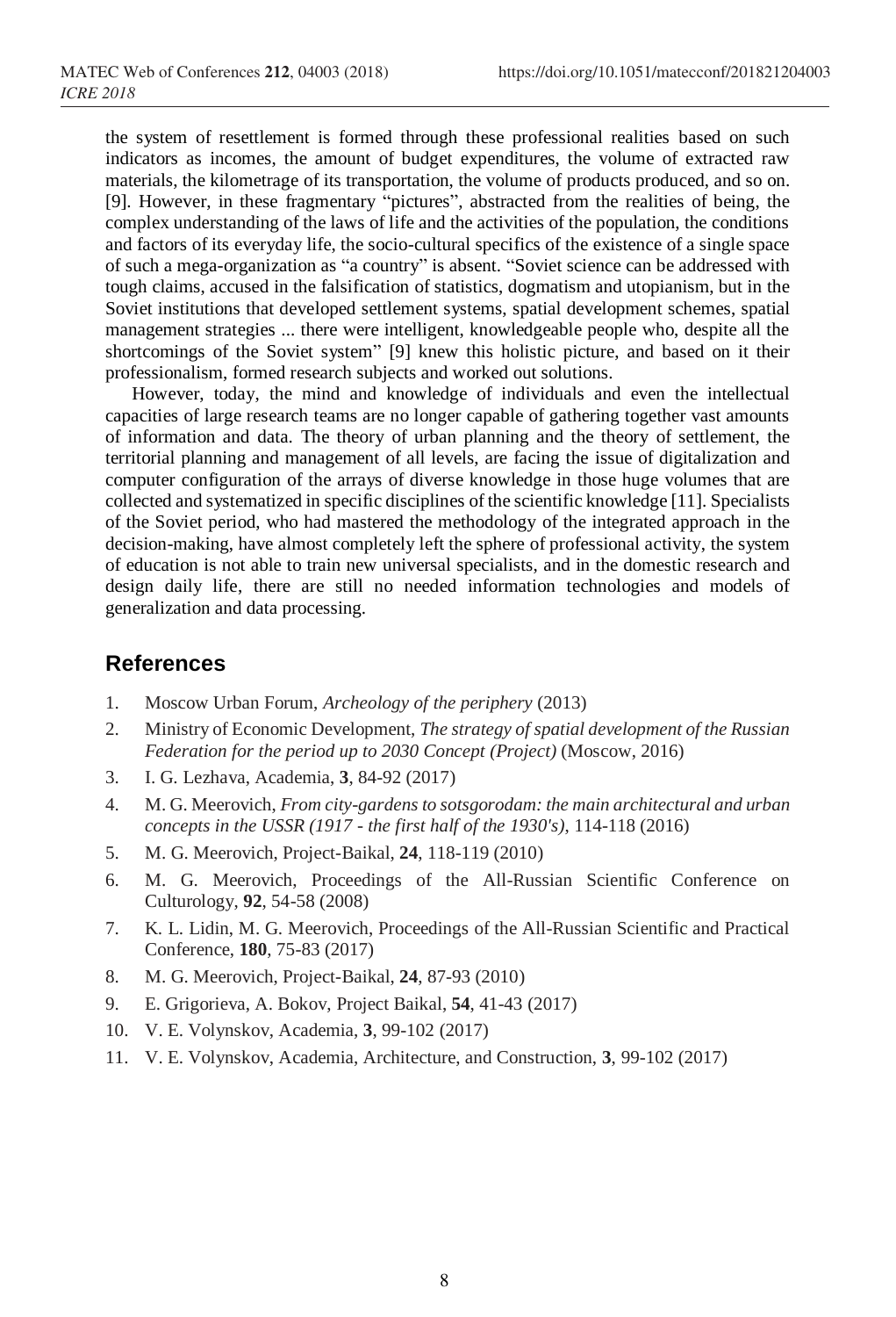the system of resettlement is formed through these professional realities based on such indicators as incomes, the amount of budget expenditures, the volume of extracted raw materials, the kilometrage of its transportation, the volume of products produced, and so on. [9]. However, in these fragmentary "pictures", abstracted from the realities of being, the complex understanding of the laws of life and the activities of the population, the conditions and factors of its everyday life, the socio-cultural specifics of the existence of a single space of such a mega-organization as "a country" is absent. "Soviet science can be addressed with tough claims, accused in the falsification of statistics, dogmatism and utopianism, but in the Soviet institutions that developed settlement systems, spatial development schemes, spatial management strategies ... there were intelligent, knowledgeable people who, despite all the shortcomings of the Soviet system" [9] knew this holistic picture, and based on it their professionalism, formed research subjects and worked out solutions.

However, today, the mind and knowledge of individuals and even the intellectual capacities of large research teams are no longer capable of gathering together vast amounts of information and data. The theory of urban planning and the theory of settlement, the territorial planning and management of all levels, are facing the issue of digitalization and computer configuration of the arrays of diverse knowledge in those huge volumes that are collected and systematized in specific disciplines of the scientific knowledge [11]. Specialists of the Soviet period, who had mastered the methodology of the integrated approach in the decision-making, have almost completely left the sphere of professional activity, the system of education is not able to train new universal specialists, and in the domestic research and design daily life, there are still no needed information technologies and models of generalization and data processing.

## References

1. Moscow Urban Forum, *Archeology of the periphery* (2013)
2. Ministry of Economic Development, *The strategy of spatial development of the Russian Federation for the period up to 2030 Concept (Project)* (Moscow, 2016)
3. I. G. Lezhava, Academia, **3**, 84-92 (2017)
4. M. G. Meerovich, *From city-gardens to sotsgorodam: the main architectural and urban concepts in the USSR (1917 - the first half of the 1930's)*, 114-118 (2016)
5. M. G. Meerovich, Project-Baikal, **24**, 118-119 (2010)
6. M. G. Meerovich, Proceedings of the All-Russian Scientific Conference on Culturology, **92**, 54-58 (2008)
7. K. L. Lidin, M. G. Meerovich, Proceedings of the All-Russian Scientific and Practical Conference, **180**, 75-83 (2017)
8. M. G. Meerovich, Project-Baikal, **24**, 87-93 (2010)
9. E. Grigorieva, A. Bokov, Project Baikal, **54**, 41-43 (2017)
10. V. E. Volynskov, Academia, **3**, 99-102 (2017)
11. V. E. Volynskov, Academia, Architecture, and Construction, **3**, 99-102 (2017)